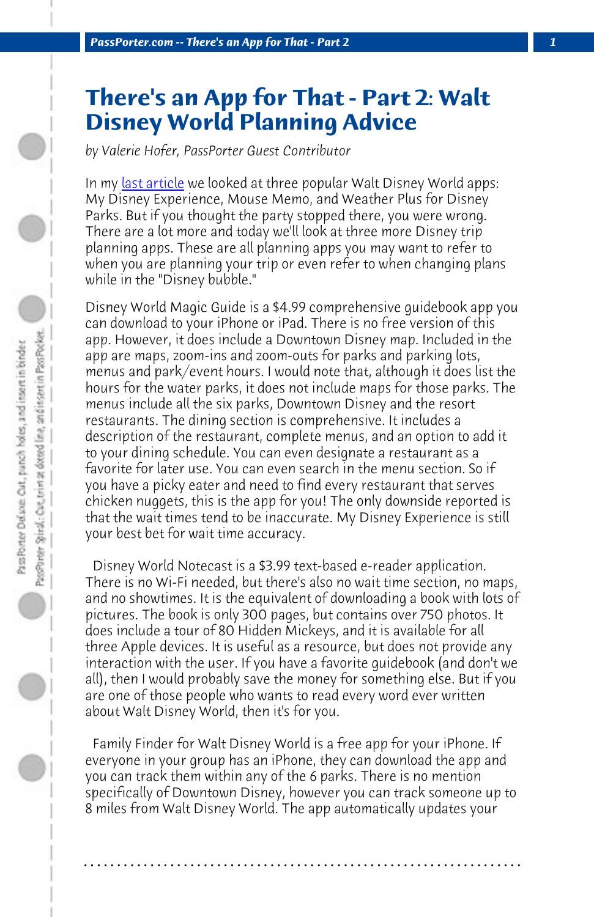# There's an App for That - Part 2: Walt Disney World Planning Advice

*by Valerie Hofer, PassPorter Guest Contributor*

In my last article we looked at three popular Walt Disney World apps: My Disney Experience, Mouse Memo, and Weather Plus for Disney Parks. But if you thought the party stopped there, you were wrong. There are a lot more and today we'll look at three more Disney trip planning apps. These are all planning apps you may want to refer to when you are planning your trip or even refer to when changing plans while in the "Disney bubble."

Disney World Magic Guide is a $4.99 comprehensive guidebook app you can download to your iPhone or iPad. There is no free version of this app. However, it does include a Downtown Disney map. Included in the app are maps, zoom-ins and zoom-outs for parks and parking lots, menus and park/event hours. I would note that, although it does list the hours for the water parks, it does not include maps for those parks. The menus include all the six parks, Downtown Disney and the resort restaurants. The dining section is comprehensive. It includes a description of the restaurant, complete menus, and an option to add it to your dining schedule. You can even designate a restaurant as a favorite for later use. You can even search in the menu section. So if you have a picky eater and need to find every restaurant that serves chicken nuggets, this is the app for you! The only downside reported is that the wait times tend to be inaccurate. My Disney Experience is still your best bet for wait time accuracy.

Disney World Notecast is a $3.99 text-based e-reader application. There is no Wi-Fi needed, but there's also no wait time section, no maps, and no showtimes. It is the equivalent of downloading a book with lots of pictures. The book is only 300 pages, but contains over 750 photos. It does include a tour of 80 Hidden Mickeys, and it is available for all three Apple devices. It is useful as a resource, but does not provide any interaction with the user. If you have a favorite guidebook (and don't we all), then I would probably save the money for something else. But if you are one of those people who wants to read every word ever written about Walt Disney World, then it's for you.

Family Finder for Walt Disney World is a free app for your iPhone. If everyone in your group has an iPhone, they can download the app and you can track them within any of the 6 parks. There is no mention specifically of Downtown Disney, however you can track someone up to 8 miles from Walt Disney World. The app automatically updates your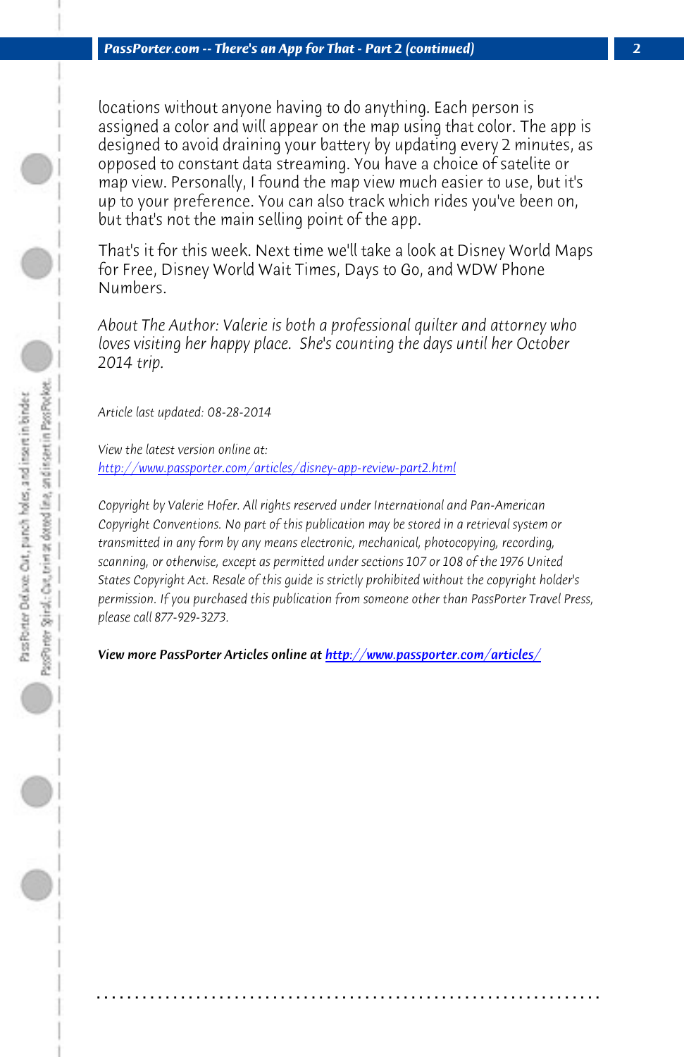locations without anyone having to do anything. Each person is assigned a color and will appear on the map using that color. The app is designed to avoid draining your battery by updating every 2 minutes, as opposed to constant data streaming. You have a choice of satelite or map view. Personally, I found the map view much easier to use, but it's up to your preference. You can also track which rides you've been on, but that's not the main selling point of the app.

That's it for this week. Next time we'll take a look at Disney World Maps for Free, Disney World Wait Times, Days to Go, and WDW Phone Numbers.

*About The Author: Valerie is both a professional quilter and attorney who loves visiting her happy place. She's counting the days until her October 2014 trip.*

*Article last updated: 08-28-2014*

*View the latest version online at:*
*http://www.passporter.com/articles/disney-app-review-part2.html*

*Copyright by Valerie Hofer. All rights reserved under International and Pan-American Copyright Conventions. No part of this publication may be stored in a retrieval system or transmitted in any form by any means electronic, mechanical, photocopying, recording, scanning, or otherwise, except as permitted under sections 107 or 108 of the 1976 United States Copyright Act. Resale of this guide is strictly prohibited without the copyright holder's permission. If you purchased this publication from someone other than PassPorter Travel Press, please call 877-929-3273.*

***View more PassPorter Articles online at http://www.passporter.com/articles/***